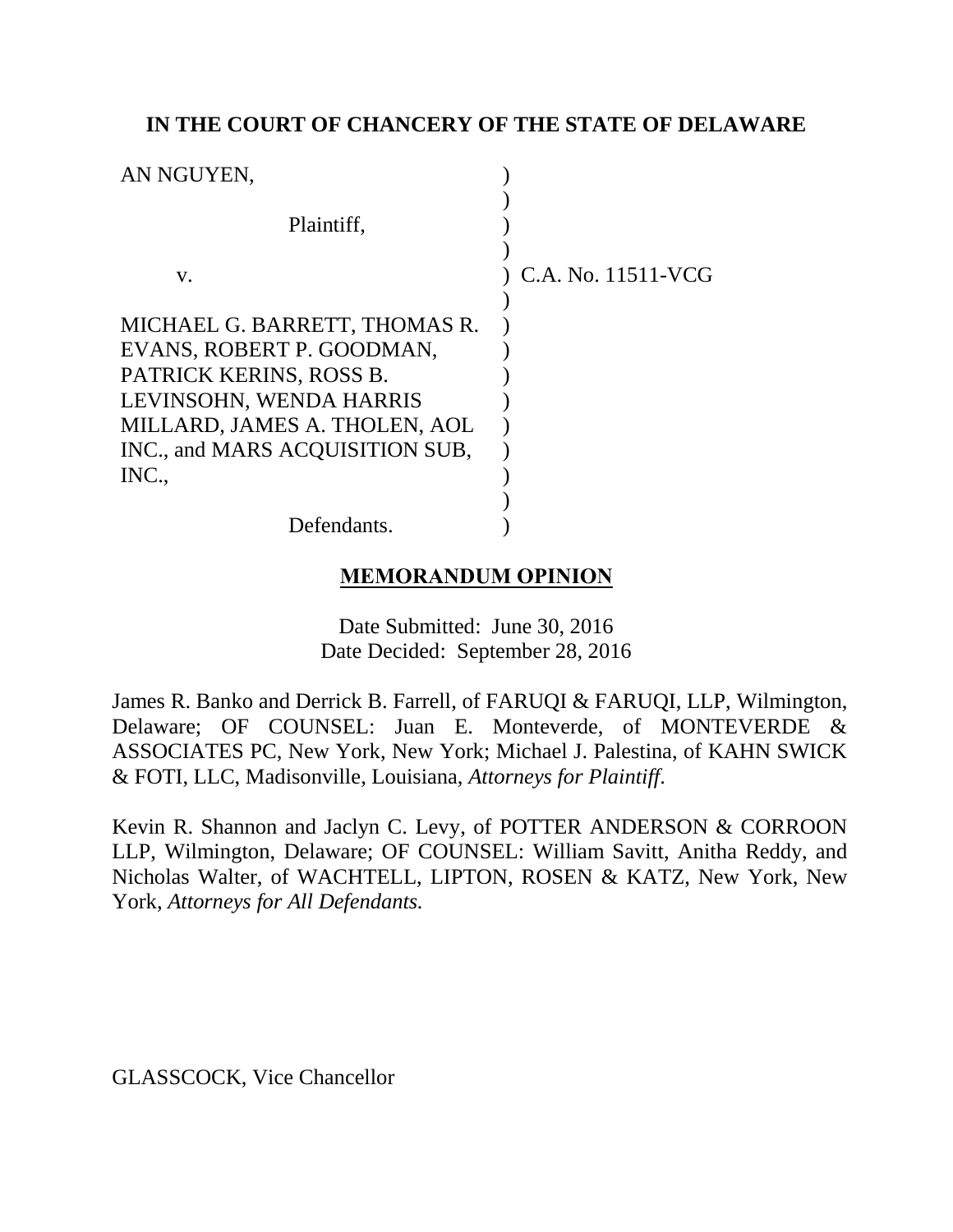**IN THE COURT OF CHANCERY OF THE STATE OF DELAWARE**

AN NGUYEN,

Plaintiff,

v.

MICHAEL G. BARRETT, THOMAS R. EVANS, ROBERT P. GOODMAN, PATRICK KERINS, ROSS B. LEVINSOHN, WENDA HARRIS MILLARD, JAMES A. THOLEN, AOL INC., and MARS ACQUISITION SUB, INC.,

Defendants.

C.A. No. 11511-VCG

**MEMORANDUM OPINION**

Date Submitted: June 30, 2016
Date Decided: September 28, 2016

James R. Banko and Derrick B. Farrell, of FARUQI & FARUQI, LLP, Wilmington, Delaware; OF COUNSEL: Juan E. Monteverde, of MONTEVERDE & ASSOCIATES PC, New York, New York; Michael J. Palestina, of KAHN SWICK & FOTI, LLC, Madisonville, Louisiana, *Attorneys for Plaintiff*.

Kevin R. Shannon and Jaclyn C. Levy, of POTTER ANDERSON & CORROON LLP, Wilmington, Delaware; OF COUNSEL: William Savitt, Anitha Reddy, and Nicholas Walter, of WACHTELL, LIPTON, ROSEN & KATZ, New York, New York, *Attorneys for All Defendants.*

GLASSCOCK, Vice Chancellor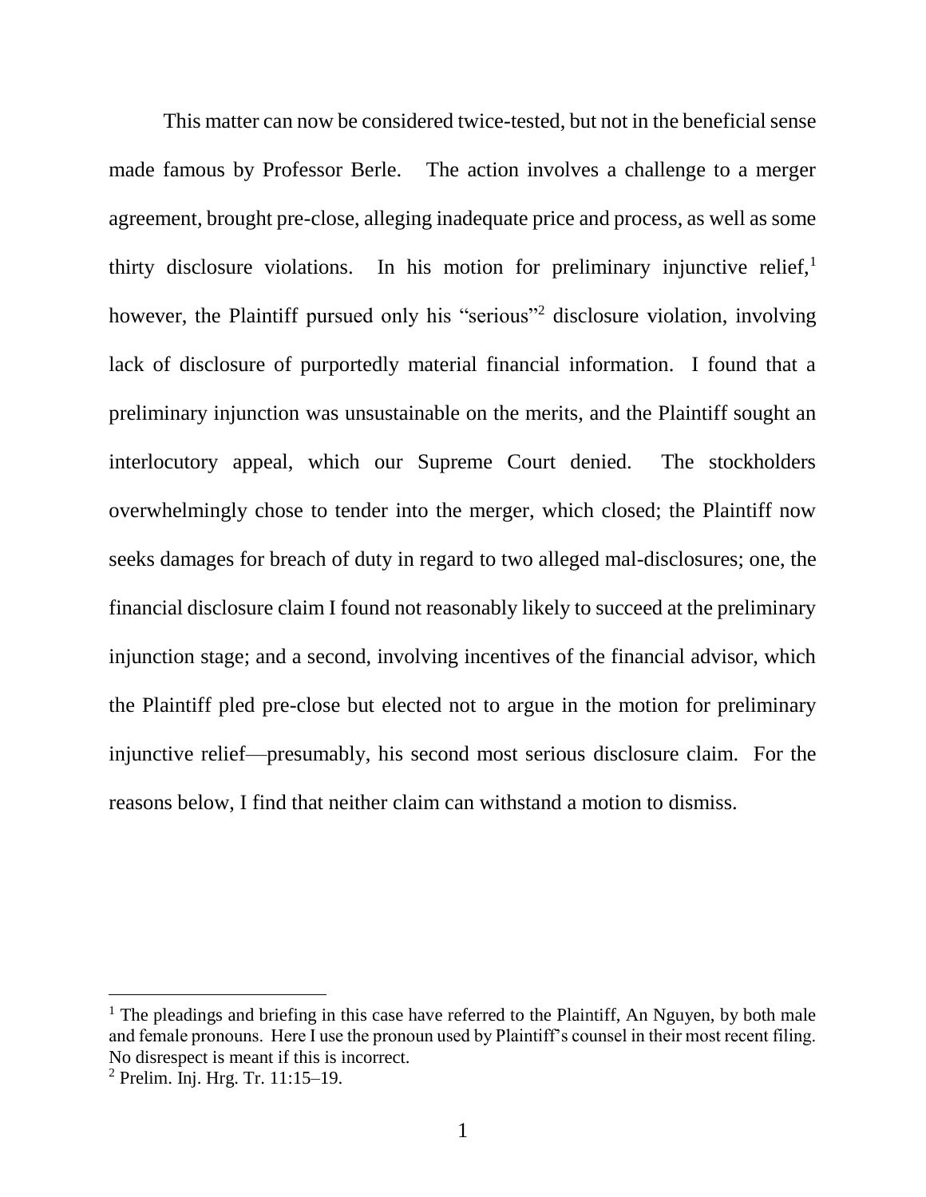This matter can now be considered twice-tested, but not in the beneficial sense made famous by Professor Berle. The action involves a challenge to a merger agreement, brought pre-close, alleging inadequate price and process, as well as some thirty disclosure violations. In his motion for preliminary injunctive relief,[1] however, the Plaintiff pursued only his "serious"[2] disclosure violation, involving lack of disclosure of purportedly material financial information. I found that a preliminary injunction was unsustainable on the merits, and the Plaintiff sought an interlocutory appeal, which our Supreme Court denied. The stockholders overwhelmingly chose to tender into the merger, which closed; the Plaintiff now seeks damages for breach of duty in regard to two alleged mal-disclosures; one, the financial disclosure claim I found not reasonably likely to succeed at the preliminary injunction stage; and a second, involving incentives of the financial advisor, which the Plaintiff pled pre-close but elected not to argue in the motion for preliminary injunctive relief—presumably, his second most serious disclosure claim. For the reasons below, I find that neither claim can withstand a motion to dismiss.

---

[1] The pleadings and briefing in this case have referred to the Plaintiff, An Nguyen, by both male and female pronouns. Here I use the pronoun used by Plaintiff's counsel in their most recent filing. No disrespect is meant if this is incorrect.

[2] Prelim. Inj. Hrg. Tr. 11:15–19.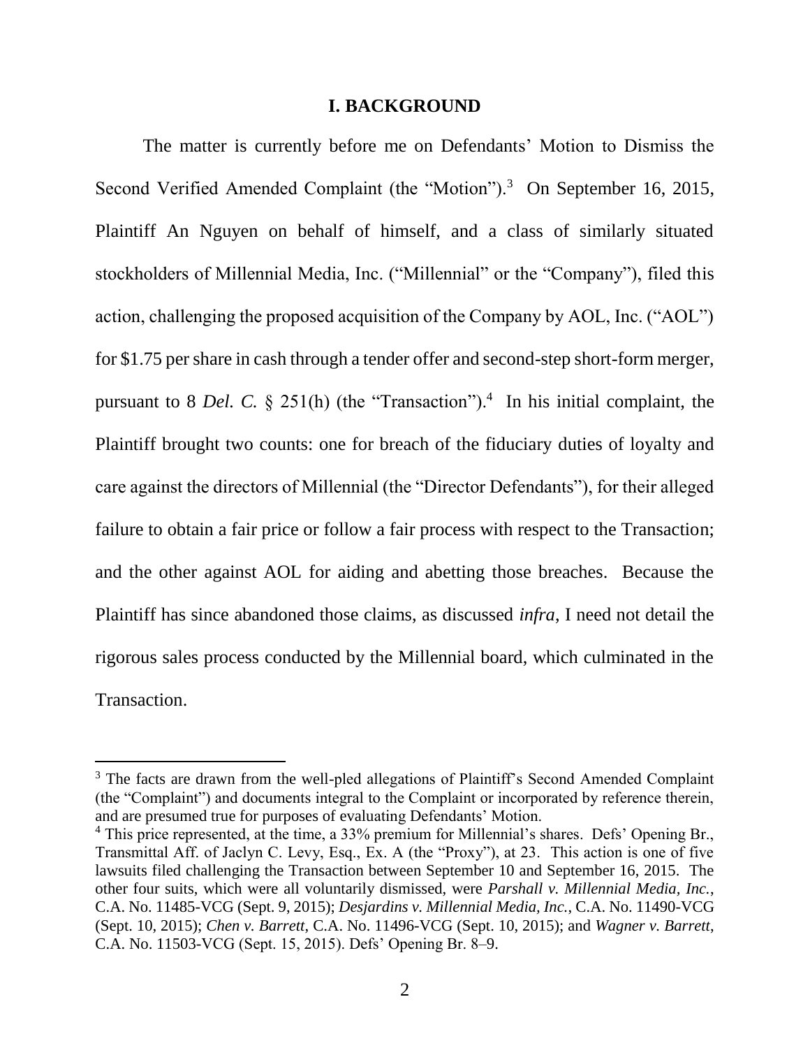## I. BACKGROUND

The matter is currently before me on Defendants' Motion to Dismiss the Second Verified Amended Complaint (the "Motion").[3] On September 16, 2015, Plaintiff An Nguyen on behalf of himself, and a class of similarly situated stockholders of Millennial Media, Inc. ("Millennial" or the "Company"), filed this action, challenging the proposed acquisition of the Company by AOL, Inc. ("AOL") for $1.75 per share in cash through a tender offer and second-step short-form merger, pursuant to 8 *Del. C.* § 251(h) (the "Transaction").[4] In his initial complaint, the Plaintiff brought two counts: one for breach of the fiduciary duties of loyalty and care against the directors of Millennial (the "Director Defendants"), for their alleged failure to obtain a fair price or follow a fair process with respect to the Transaction; and the other against AOL for aiding and abetting those breaches. Because the Plaintiff has since abandoned those claims, as discussed *infra*, I need not detail the rigorous sales process conducted by the Millennial board, which culminated in the Transaction.

---

[3] The facts are drawn from the well-pled allegations of Plaintiff's Second Amended Complaint (the "Complaint") and documents integral to the Complaint or incorporated by reference therein, and are presumed true for purposes of evaluating Defendants' Motion.

[4] This price represented, at the time, a 33% premium for Millennial's shares. Defs' Opening Br., Transmittal Aff. of Jaclyn C. Levy, Esq., Ex. A (the "Proxy"), at 23. This action is one of five lawsuits filed challenging the Transaction between September 10 and September 16, 2015. The other four suits, which were all voluntarily dismissed, were ***Parshall v. Millennial Media, Inc.***, C.A. No. 11485-VCG (Sept. 9, 2015); ***Desjardins v. Millennial Media, Inc.***, C.A. No. 11490-VCG (Sept. 10, 2015); ***Chen v. Barrett***, C.A. No. 11496-VCG (Sept. 10, 2015); and ***Wagner v. Barrett***, C.A. No. 11503-VCG (Sept. 15, 2015). Defs' Opening Br. 8–9.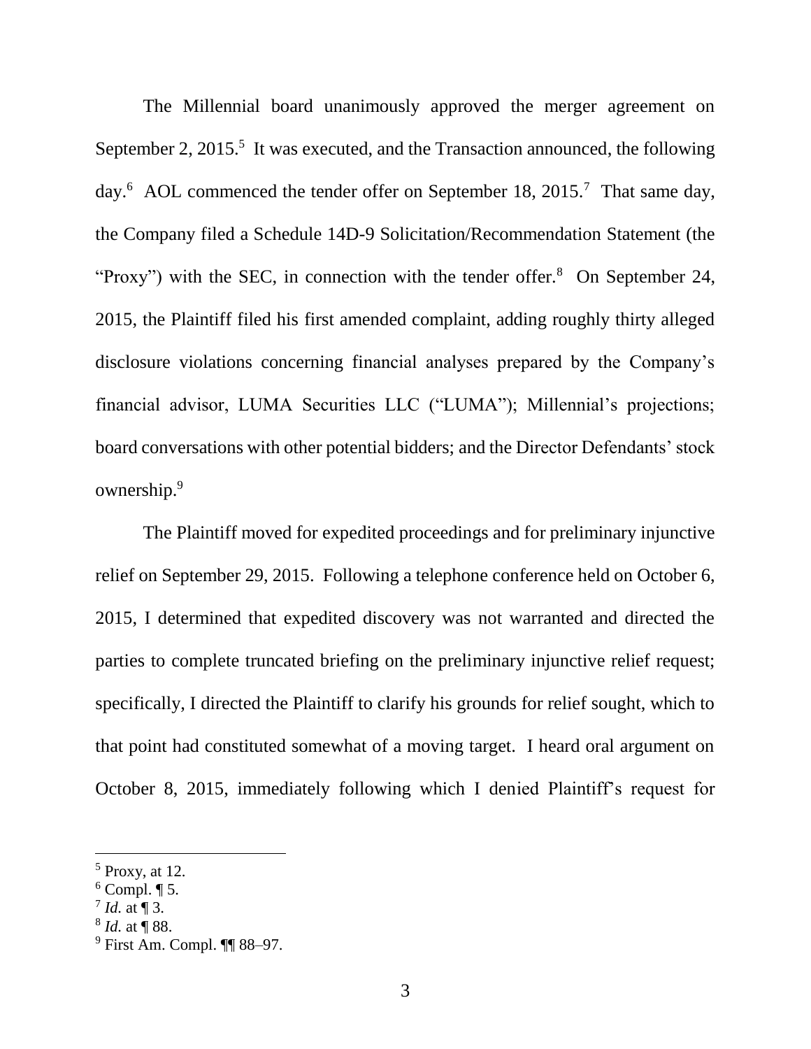The Millennial board unanimously approved the merger agreement on September 2, 2015.[5] It was executed, and the Transaction announced, the following day.[6] AOL commenced the tender offer on September 18, 2015.[7] That same day, the Company filed a Schedule 14D-9 Solicitation/Recommendation Statement (the "Proxy") with the SEC, in connection with the tender offer.[8] On September 24, 2015, the Plaintiff filed his first amended complaint, adding roughly thirty alleged disclosure violations concerning financial analyses prepared by the Company's financial advisor, LUMA Securities LLC ("LUMA"); Millennial's projections; board conversations with other potential bidders; and the Director Defendants' stock ownership.[9]

The Plaintiff moved for expedited proceedings and for preliminary injunctive relief on September 29, 2015. Following a telephone conference held on October 6, 2015, I determined that expedited discovery was not warranted and directed the parties to complete truncated briefing on the preliminary injunctive relief request; specifically, I directed the Plaintiff to clarify his grounds for relief sought, which to that point had constituted somewhat of a moving target. I heard oral argument on October 8, 2015, immediately following which I denied Plaintiff's request for

---

[5] Proxy, at 12.

[6] Compl. ¶ 5.

[7] *Id.* at ¶ 3.

[8] *Id.* at ¶ 88.

[9] First Am. Compl. ¶¶ 88–97.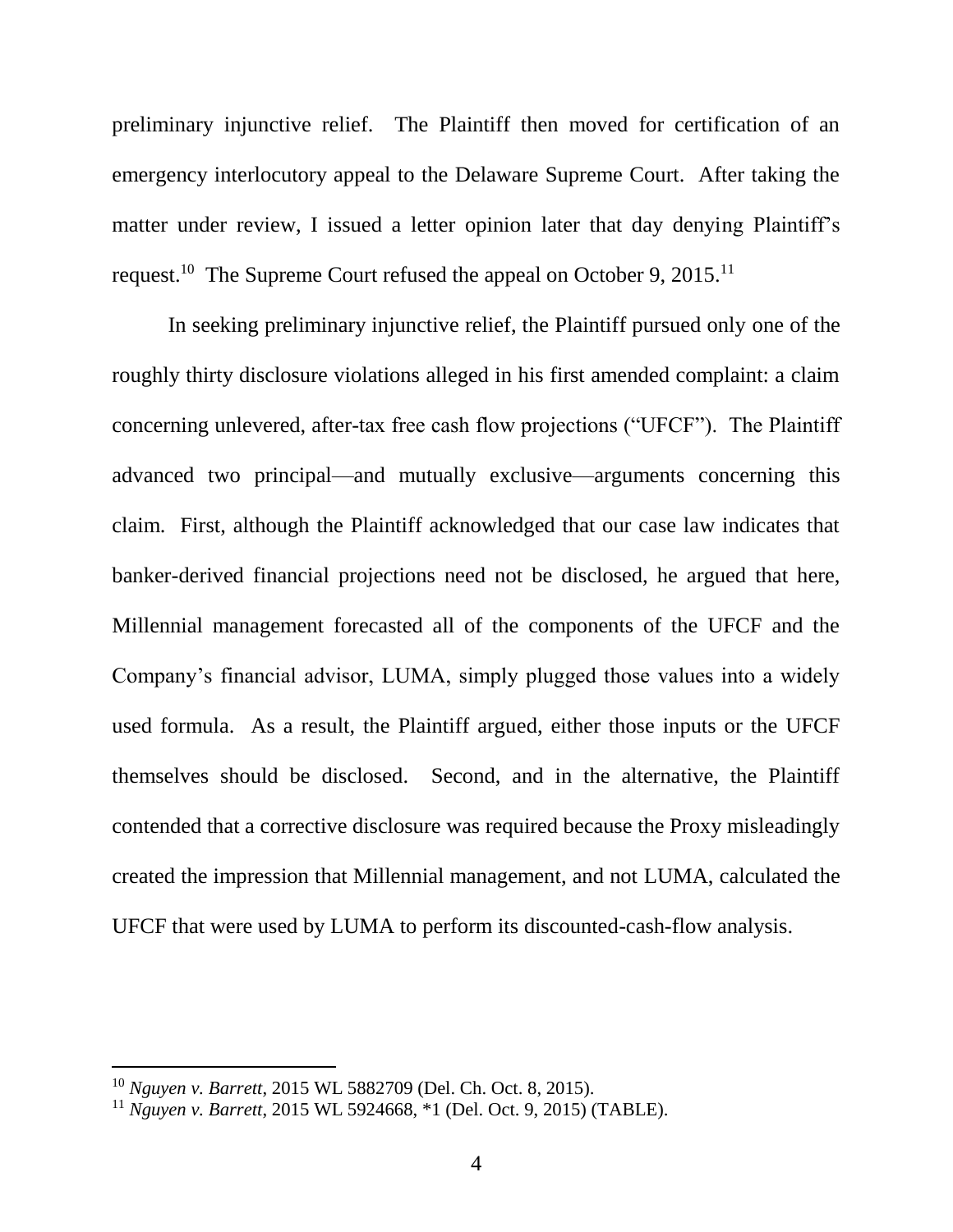preliminary injunctive relief. The Plaintiff then moved for certification of an emergency interlocutory appeal to the Delaware Supreme Court. After taking the matter under review, I issued a letter opinion later that day denying Plaintiff's request.[10] The Supreme Court refused the appeal on October 9, 2015.[11]

In seeking preliminary injunctive relief, the Plaintiff pursued only one of the roughly thirty disclosure violations alleged in his first amended complaint: a claim concerning unlevered, after-tax free cash flow projections ("UFCF"). The Plaintiff advanced two principal—and mutually exclusive—arguments concerning this claim. First, although the Plaintiff acknowledged that our case law indicates that banker-derived financial projections need not be disclosed, he argued that here, Millennial management forecasted all of the components of the UFCF and the Company's financial advisor, LUMA, simply plugged those values into a widely used formula. As a result, the Plaintiff argued, either those inputs or the UFCF themselves should be disclosed. Second, and in the alternative, the Plaintiff contended that a corrective disclosure was required because the Proxy misleadingly created the impression that Millennial management, and not LUMA, calculated the UFCF that were used by LUMA to perform its discounted-cash-flow analysis.

---

[10] *Nguyen v. Barrett*, 2015 WL 5882709 (Del. Ch. Oct. 8, 2015).

[11] *Nguyen v. Barrett*, 2015 WL 5924668, *1 (Del. Oct. 9, 2015) (TABLE).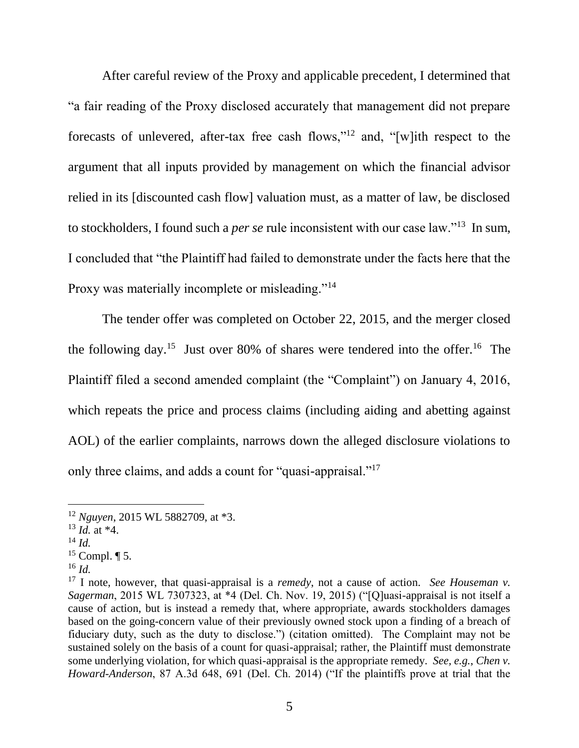After careful review of the Proxy and applicable precedent, I determined that "a fair reading of the Proxy disclosed accurately that management did not prepare forecasts of unlevered, after-tax free cash flows,"[12] and, "[w]ith respect to the argument that all inputs provided by management on which the financial advisor relied in its [discounted cash flow] valuation must, as a matter of law, be disclosed to stockholders, I found such a *per se* rule inconsistent with our case law."[13] In sum, I concluded that "the Plaintiff had failed to demonstrate under the facts here that the Proxy was materially incomplete or misleading."[14]

The tender offer was completed on October 22, 2015, and the merger closed the following day.[15] Just over 80% of shares were tendered into the offer.[16] The Plaintiff filed a second amended complaint (the "Complaint") on January 4, 2016, which repeats the price and process claims (including aiding and abetting against AOL) of the earlier complaints, narrows down the alleged disclosure violations to only three claims, and adds a count for "quasi-appraisal."[17]

---

[12] *Nguyen*, 2015 WL 5882709, at *3.

[13] *Id.* at *4.

[14] *Id.*

[15] Compl. ¶ 5.

[16] *Id.*

[17] I note, however, that quasi-appraisal is a *remedy*, not a cause of action. *See Houseman v. Sagerman*, 2015 WL 7307323, at *4 (Del. Ch. Nov. 19, 2015) ("[Q]uasi-appraisal is not itself a cause of action, but is instead a remedy that, where appropriate, awards stockholders damages based on the going-concern value of their previously owned stock upon a finding of a breach of fiduciary duty, such as the duty to disclose.") (citation omitted). The Complaint may not be sustained solely on the basis of a count for quasi-appraisal; rather, the Plaintiff must demonstrate some underlying violation, for which quasi-appraisal is the appropriate remedy. *See, e.g.*, *Chen v. Howard-Anderson*, 87 A.3d 648, 691 (Del. Ch. 2014) ("If the plaintiffs prove at trial that the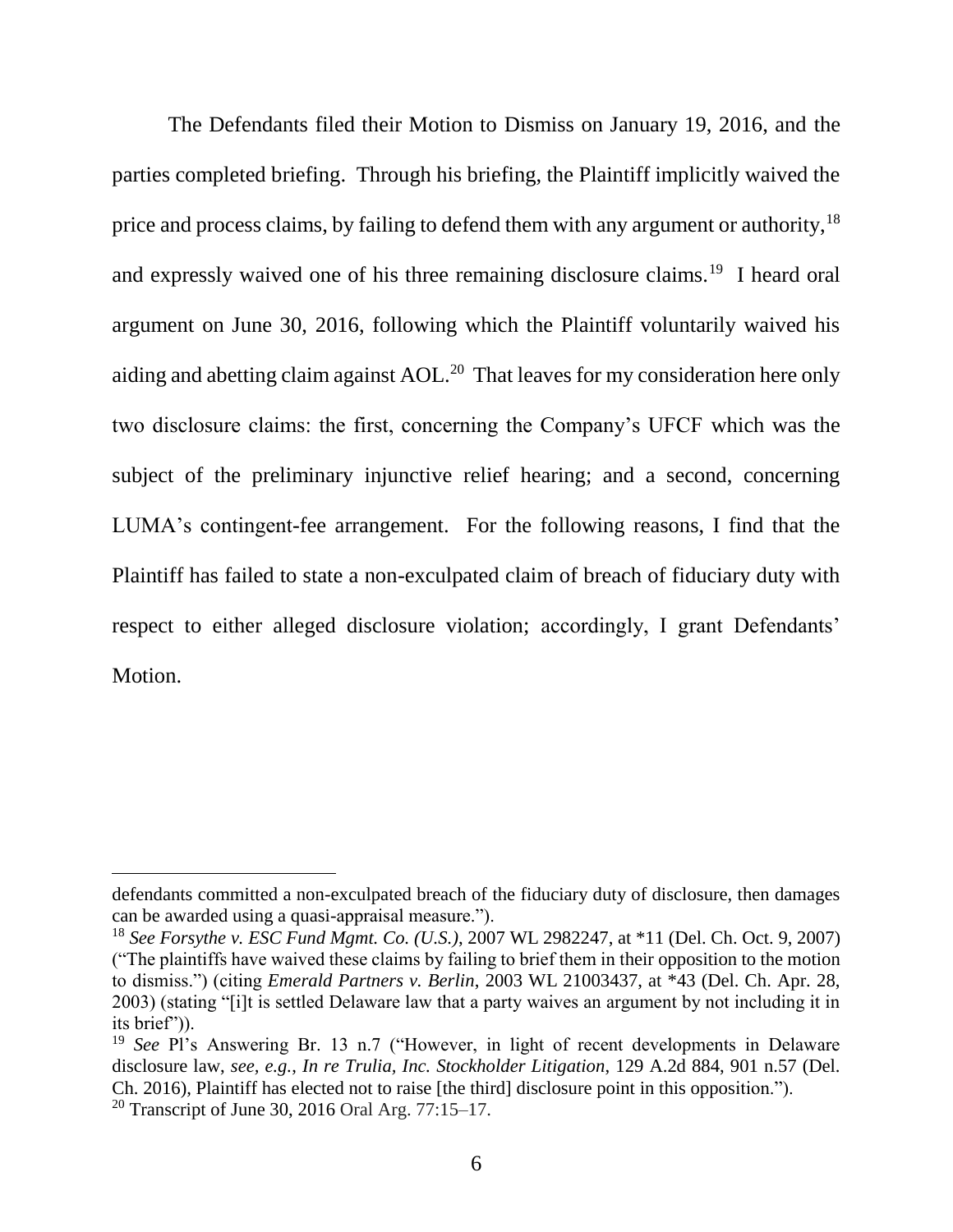The Defendants filed their Motion to Dismiss on January 19, 2016, and the parties completed briefing. Through his briefing, the Plaintiff implicitly waived the price and process claims, by failing to defend them with any argument or authority,[18] and expressly waived one of his three remaining disclosure claims.[19] I heard oral argument on June 30, 2016, following which the Plaintiff voluntarily waived his aiding and abetting claim against AOL.[20] That leaves for my consideration here only two disclosure claims: the first, concerning the Company's UFCF which was the subject of the preliminary injunctive relief hearing; and a second, concerning LUMA's contingent-fee arrangement. For the following reasons, I find that the Plaintiff has failed to state a non-exculpated claim of breach of fiduciary duty with respect to either alleged disclosure violation; accordingly, I grant Defendants' Motion.

---

defendants committed a non-exculpated breach of the fiduciary duty of disclosure, then damages can be awarded using a quasi-appraisal measure.").

[18] *See Forsythe v. ESC Fund Mgmt. Co. (U.S.)*, 2007 WL 2982247, at *11 (Del. Ch. Oct. 9, 2007) ("The plaintiffs have waived these claims by failing to brief them in their opposition to the motion to dismiss.") (citing *Emerald Partners v. Berlin*, 2003 WL 21003437, at *43 (Del. Ch. Apr. 28, 2003) (stating "[i]t is settled Delaware law that a party waives an argument by not including it in its brief")).

[19] *See* Pl's Answering Br. 13 n.7 ("However, in light of recent developments in Delaware disclosure law, *see, e.g.*, *In re Trulia, Inc. Stockholder Litigation*, 129 A.2d 884, 901 n.57 (Del. Ch. 2016), Plaintiff has elected not to raise [the third] disclosure point in this opposition.").

[20] Transcript of June 30, 2016 Oral Arg. 77:15–17.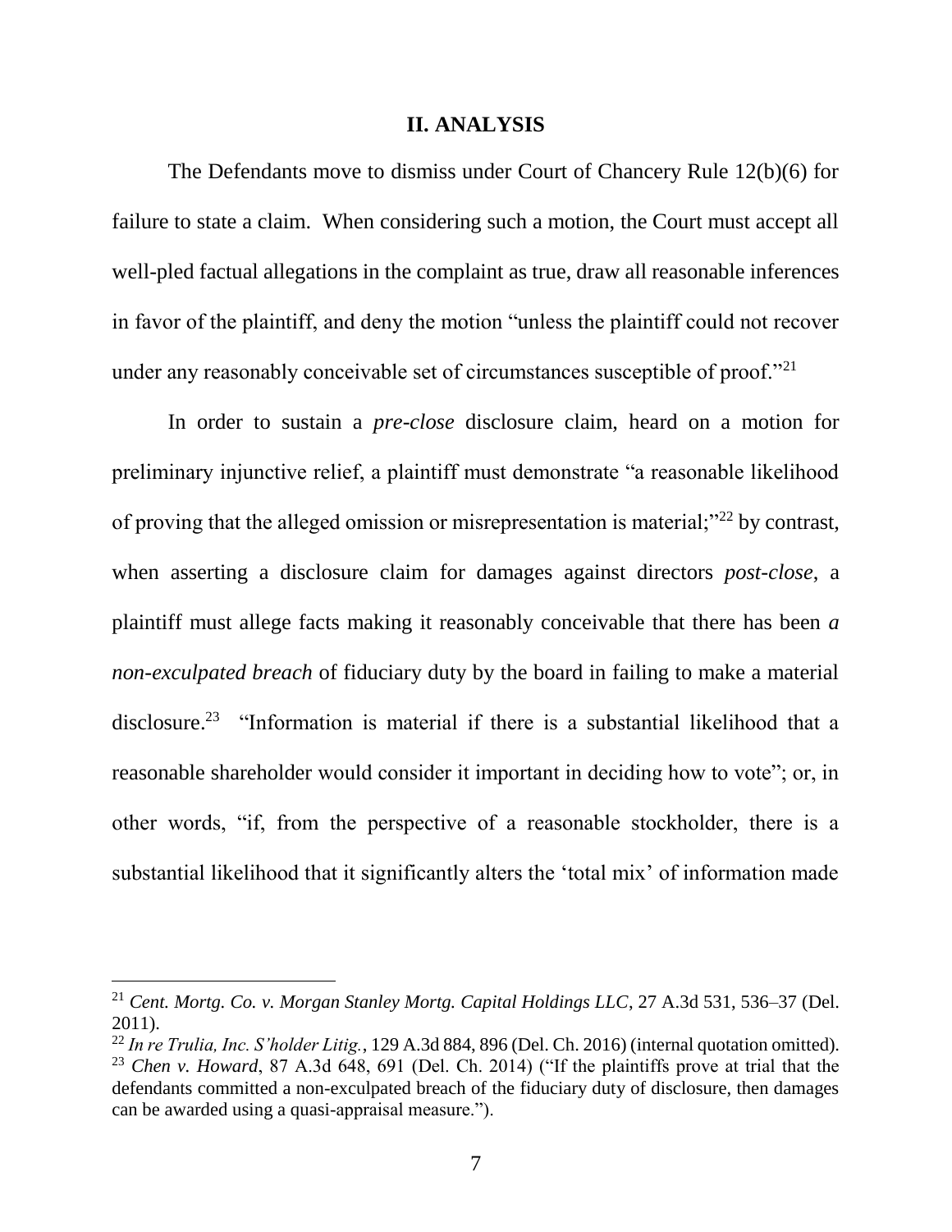## II. ANALYSIS

The Defendants move to dismiss under Court of Chancery Rule 12(b)(6) for failure to state a claim. When considering such a motion, the Court must accept all well-pled factual allegations in the complaint as true, draw all reasonable inferences in favor of the plaintiff, and deny the motion "unless the plaintiff could not recover under any reasonably conceivable set of circumstances susceptible of proof."[21]

In order to sustain a *pre-close* disclosure claim, heard on a motion for preliminary injunctive relief, a plaintiff must demonstrate "a reasonable likelihood of proving that the alleged omission or misrepresentation is material;"[22] by contrast, when asserting a disclosure claim for damages against directors *post-close*, a plaintiff must allege facts making it reasonably conceivable that there has been *a non-exculpated breach* of fiduciary duty by the board in failing to make a material disclosure.[23] "Information is material if there is a substantial likelihood that a reasonable shareholder would consider it important in deciding how to vote"; or, in other words, "if, from the perspective of a reasonable stockholder, there is a substantial likelihood that it significantly alters the 'total mix' of information made

---

[21] *Cent. Mortg. Co. v. Morgan Stanley Mortg. Capital Holdings LLC*, 27 A.3d 531, 536–37 (Del. 2011).

[22] *In re Trulia, Inc. S'holder Litig.*, 129 A.3d 884, 896 (Del. Ch. 2016) (internal quotation omitted).

[23] *Chen v. Howard*, 87 A.3d 648, 691 (Del. Ch. 2014) ("If the plaintiffs prove at trial that the defendants committed a non-exculpated breach of the fiduciary duty of disclosure, then damages can be awarded using a quasi-appraisal measure.").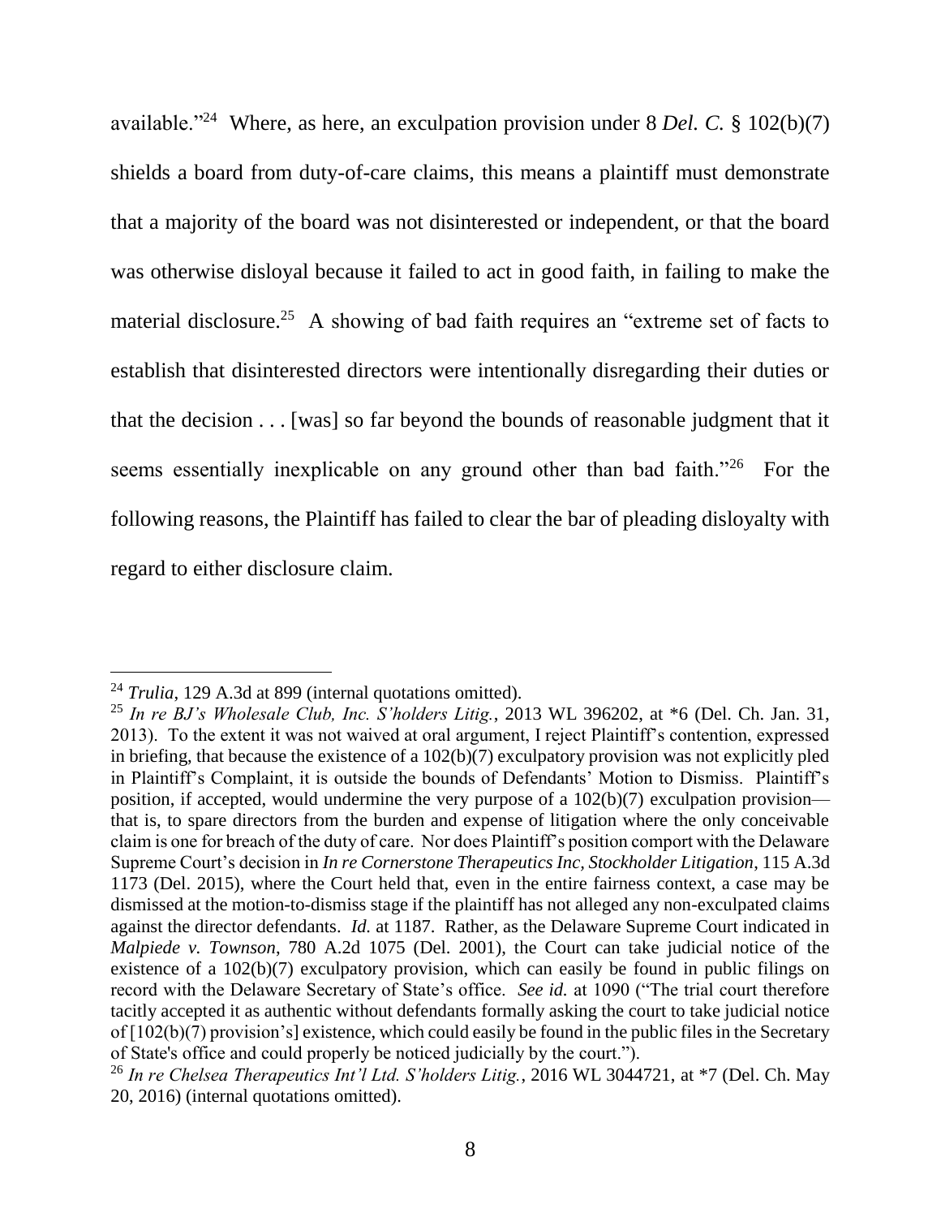available."[24] Where, as here, an exculpation provision under 8 *Del. C.* § 102(b)(7) shields a board from duty-of-care claims, this means a plaintiff must demonstrate that a majority of the board was not disinterested or independent, or that the board was otherwise disloyal because it failed to act in good faith, in failing to make the material disclosure.[25] A showing of bad faith requires an "extreme set of facts to establish that disinterested directors were intentionally disregarding their duties or that the decision . . . [was] so far beyond the bounds of reasonable judgment that it seems essentially inexplicable on any ground other than bad faith."[26] For the following reasons, the Plaintiff has failed to clear the bar of pleading disloyalty with regard to either disclosure claim.

---

[24] *Trulia*, 129 A.3d at 899 (internal quotations omitted).

[25] *In re BJ's Wholesale Club, Inc. S'holders Litig.*, 2013 WL 396202, at *6 (Del. Ch. Jan. 31, 2013). To the extent it was not waived at oral argument, I reject Plaintiff's contention, expressed in briefing, that because the existence of a 102(b)(7) exculpatory provision was not explicitly pled in Plaintiff's Complaint, it is outside the bounds of Defendants' Motion to Dismiss. Plaintiff's position, if accepted, would undermine the very purpose of a 102(b)(7) exculpation provision—that is, to spare directors from the burden and expense of litigation where the only conceivable claim is one for breach of the duty of care. Nor does Plaintiff's position comport with the Delaware Supreme Court's decision in *In re Cornerstone Therapeutics Inc, Stockholder Litigation*, 115 A.3d 1173 (Del. 2015), where the Court held that, even in the entire fairness context, a case may be dismissed at the motion-to-dismiss stage if the plaintiff has not alleged any non-exculpated claims against the director defendants. *Id.* at 1187. Rather, as the Delaware Supreme Court indicated in *Malpiede v. Townson*, 780 A.2d 1075 (Del. 2001), the Court can take judicial notice of the existence of a 102(b)(7) exculpatory provision, which can easily be found in public filings on record with the Delaware Secretary of State's office. *See id.* at 1090 ("The trial court therefore tacitly accepted it as authentic without defendants formally asking the court to take judicial notice of [102(b)(7) provision's] existence, which could easily be found in the public files in the Secretary of State's office and could properly be noticed judicially by the court.").

[26] *In re Chelsea Therapeutics Int'l Ltd. S'holders Litig.*, 2016 WL 3044721, at *7 (Del. Ch. May 20, 2016) (internal quotations omitted).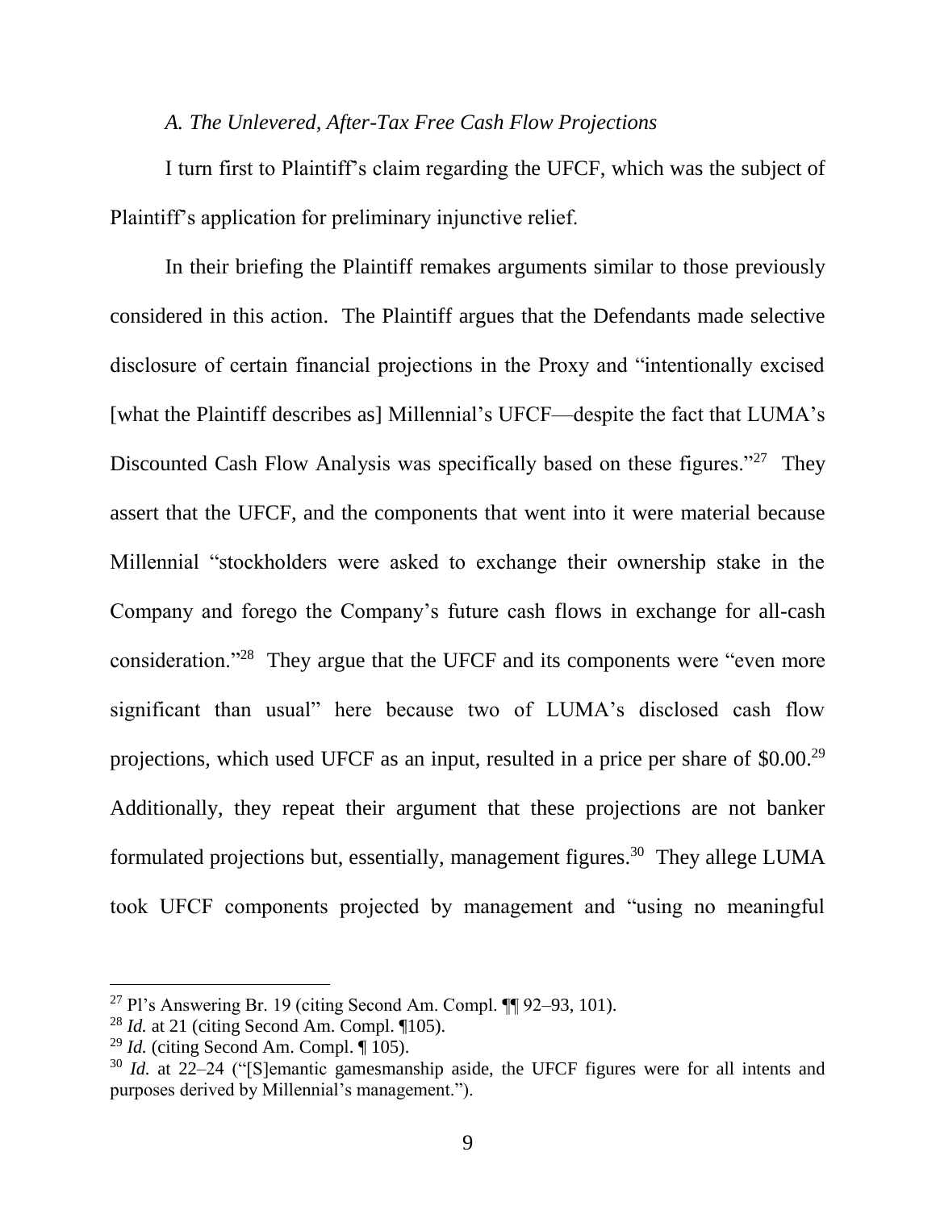*A. The Unlevered, After-Tax Free Cash Flow Projections*

I turn first to Plaintiff's claim regarding the UFCF, which was the subject of Plaintiff's application for preliminary injunctive relief.

In their briefing the Plaintiff remakes arguments similar to those previously considered in this action. The Plaintiff argues that the Defendants made selective disclosure of certain financial projections in the Proxy and "intentionally excised [what the Plaintiff describes as] Millennial's UFCF—despite the fact that LUMA's Discounted Cash Flow Analysis was specifically based on these figures."[27] They assert that the UFCF, and the components that went into it were material because Millennial "stockholders were asked to exchange their ownership stake in the Company and forego the Company's future cash flows in exchange for all-cash consideration."[28] They argue that the UFCF and its components were "even more significant than usual" here because two of LUMA's disclosed cash flow projections, which used UFCF as an input, resulted in a price per share of $0.00.[29] Additionally, they repeat their argument that these projections are not banker formulated projections but, essentially, management figures.[30] They allege LUMA took UFCF components projected by management and "using no meaningful

---

[27] Pl's Answering Br. 19 (citing Second Am. Compl. ¶¶ 92–93, 101).

[28] *Id.* at 21 (citing Second Am. Compl. ¶105).

[29] *Id.* (citing Second Am. Compl. ¶ 105).

[30] *Id.* at 22–24 ("[S]emantic gamesmanship aside, the UFCF figures were for all intents and purposes derived by Millennial's management.").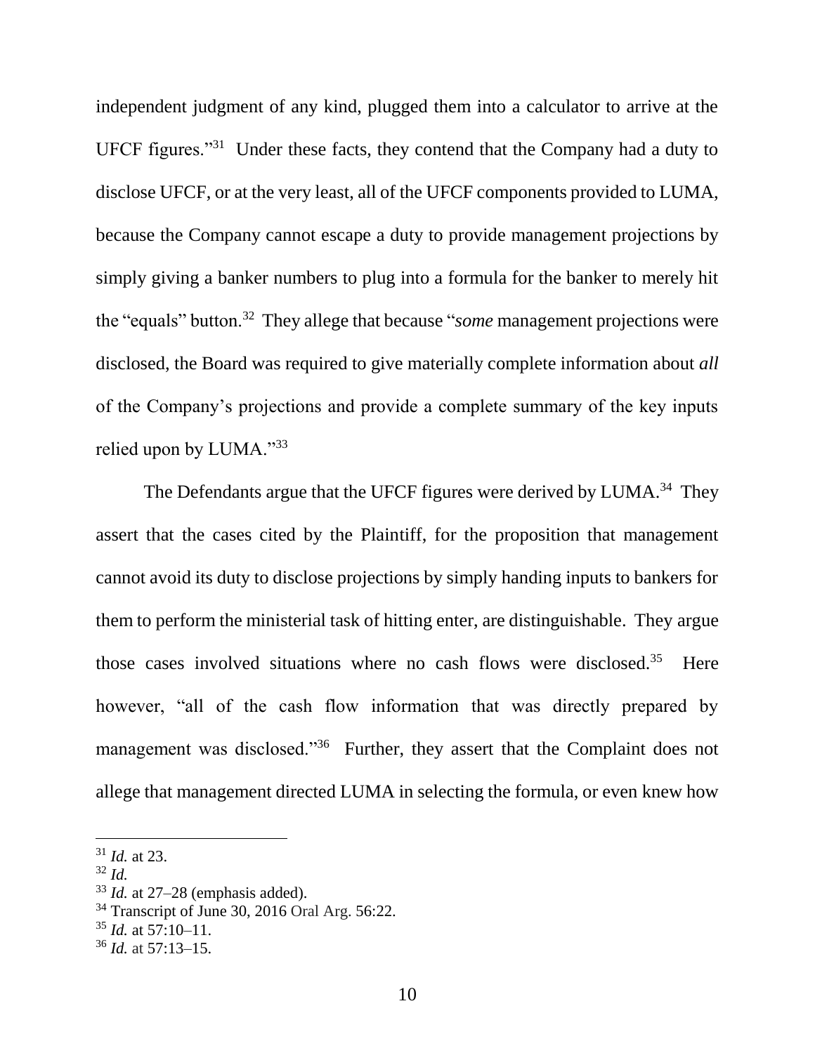independent judgment of any kind, plugged them into a calculator to arrive at the UFCF figures."[31] Under these facts, they contend that the Company had a duty to disclose UFCF, or at the very least, all of the UFCF components provided to LUMA, because the Company cannot escape a duty to provide management projections by simply giving a banker numbers to plug into a formula for the banker to merely hit the "equals" button.[32] They allege that because "*some* management projections were disclosed, the Board was required to give materially complete information about *all* of the Company's projections and provide a complete summary of the key inputs relied upon by LUMA."[33]

The Defendants argue that the UFCF figures were derived by LUMA.[34] They assert that the cases cited by the Plaintiff, for the proposition that management cannot avoid its duty to disclose projections by simply handing inputs to bankers for them to perform the ministerial task of hitting enter, are distinguishable. They argue those cases involved situations where no cash flows were disclosed.[35] Here however, "all of the cash flow information that was directly prepared by management was disclosed."[36] Further, they assert that the Complaint does not allege that management directed LUMA in selecting the formula, or even knew how

---

[31] *Id.* at 23.

[32] *Id.*

[33] *Id.* at 27–28 (emphasis added).

[34] Transcript of June 30, 2016 Oral Arg. 56:22.

[35] *Id.* at 57:10–11.

[36] *Id.* at 57:13–15.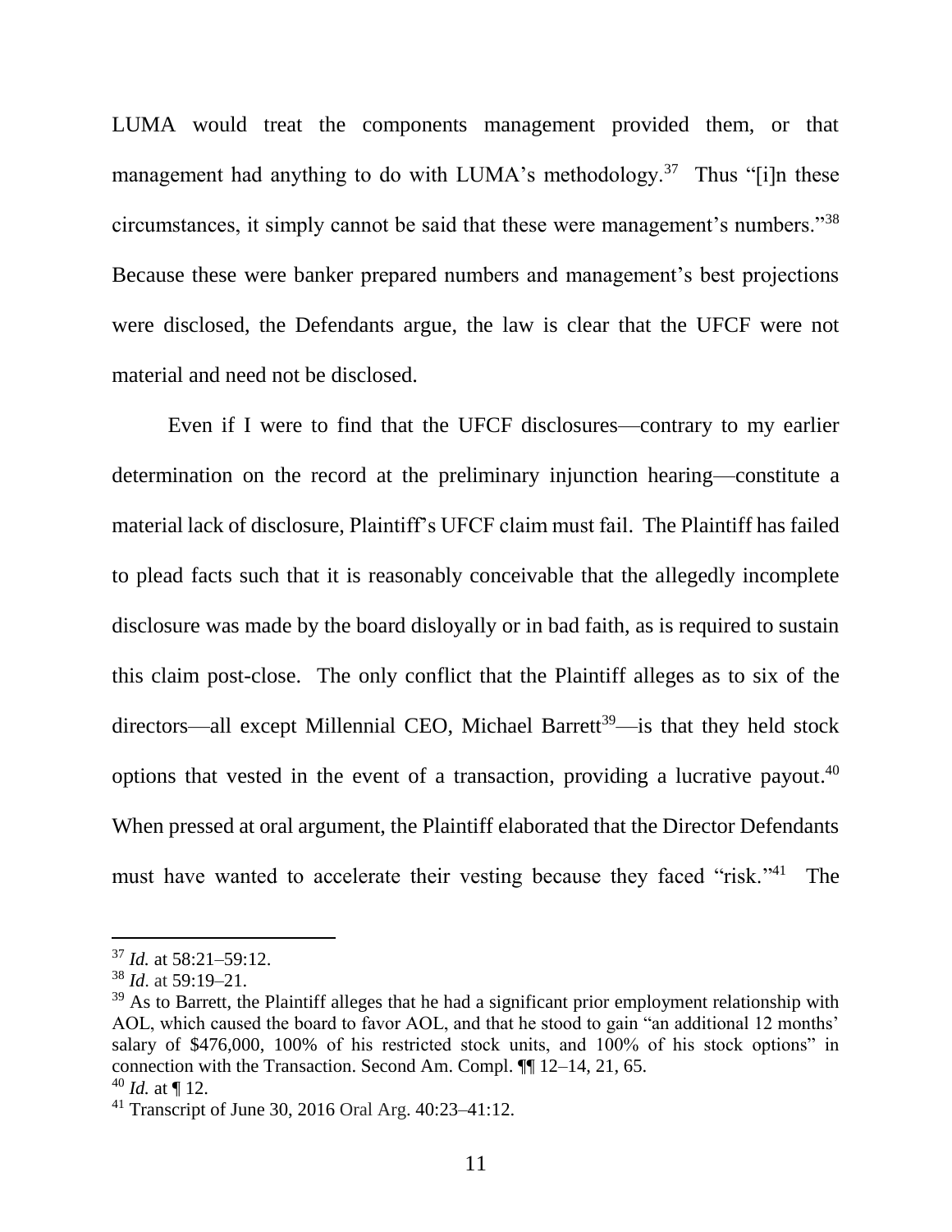LUMA would treat the components management provided them, or that management had anything to do with LUMA's methodology.[37] Thus "[i]n these circumstances, it simply cannot be said that these were management's numbers."[38] Because these were banker prepared numbers and management's best projections were disclosed, the Defendants argue, the law is clear that the UFCF were not material and need not be disclosed.

Even if I were to find that the UFCF disclosures—contrary to my earlier determination on the record at the preliminary injunction hearing—constitute a material lack of disclosure, Plaintiff's UFCF claim must fail. The Plaintiff has failed to plead facts such that it is reasonably conceivable that the allegedly incomplete disclosure was made by the board disloyally or in bad faith, as is required to sustain this claim post-close. The only conflict that the Plaintiff alleges as to six of the directors—all except Millennial CEO, Michael Barrett[39]—is that they held stock options that vested in the event of a transaction, providing a lucrative payout.[40] When pressed at oral argument, the Plaintiff elaborated that the Director Defendants must have wanted to accelerate their vesting because they faced "risk."[41] The

---

[37] *Id.* at 58:21–59:12.

[38] *Id*. at 59:19–21.

[39] As to Barrett, the Plaintiff alleges that he had a significant prior employment relationship with AOL, which caused the board to favor AOL, and that he stood to gain "an additional 12 months' salary of $476,000, 100% of his restricted stock units, and 100% of his stock options" in connection with the Transaction. Second Am. Compl. ¶¶ 12–14, 21, 65.

[40] *Id.* at ¶ 12.

[41] Transcript of June 30, 2016 Oral Arg. 40:23–41:12.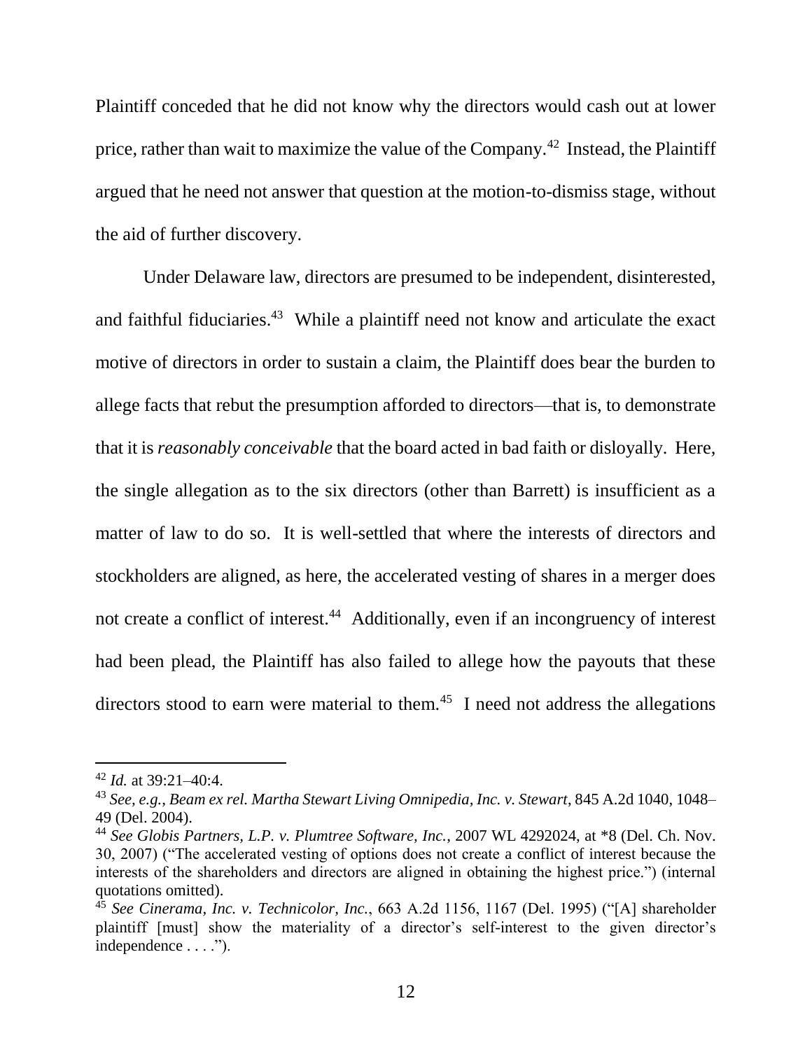Plaintiff conceded that he did not know why the directors would cash out at lower price, rather than wait to maximize the value of the Company.[42] Instead, the Plaintiff argued that he need not answer that question at the motion-to-dismiss stage, without the aid of further discovery.

Under Delaware law, directors are presumed to be independent, disinterested, and faithful fiduciaries.[43] While a plaintiff need not know and articulate the exact motive of directors in order to sustain a claim, the Plaintiff does bear the burden to allege facts that rebut the presumption afforded to directors—that is, to demonstrate that it is *reasonably conceivable* that the board acted in bad faith or disloyally. Here, the single allegation as to the six directors (other than Barrett) is insufficient as a matter of law to do so. It is well-settled that where the interests of directors and stockholders are aligned, as here, the accelerated vesting of shares in a merger does not create a conflict of interest.[44] Additionally, even if an incongruency of interest had been plead, the Plaintiff has also failed to allege how the payouts that these directors stood to earn were material to them.[45] I need not address the allegations

---

[42] *Id.* at 39:21–40:4.

[43] *See, e.g.*, *Beam ex rel. Martha Stewart Living Omnipedia, Inc. v. Stewart*, 845 A.2d 1040, 1048–49 (Del. 2004).

[44] *See Globis Partners, L.P. v. Plumtree Software, Inc.*, 2007 WL 4292024, at *8 (Del. Ch. Nov. 30, 2007) ("The accelerated vesting of options does not create a conflict of interest because the interests of the shareholders and directors are aligned in obtaining the highest price.") (internal quotations omitted).

[45] *See Cinerama, Inc. v. Technicolor, Inc.*, 663 A.2d 1156, 1167 (Del. 1995) ("[A] shareholder plaintiff [must] show the materiality of a director's self-interest to the given director's independence . . . .").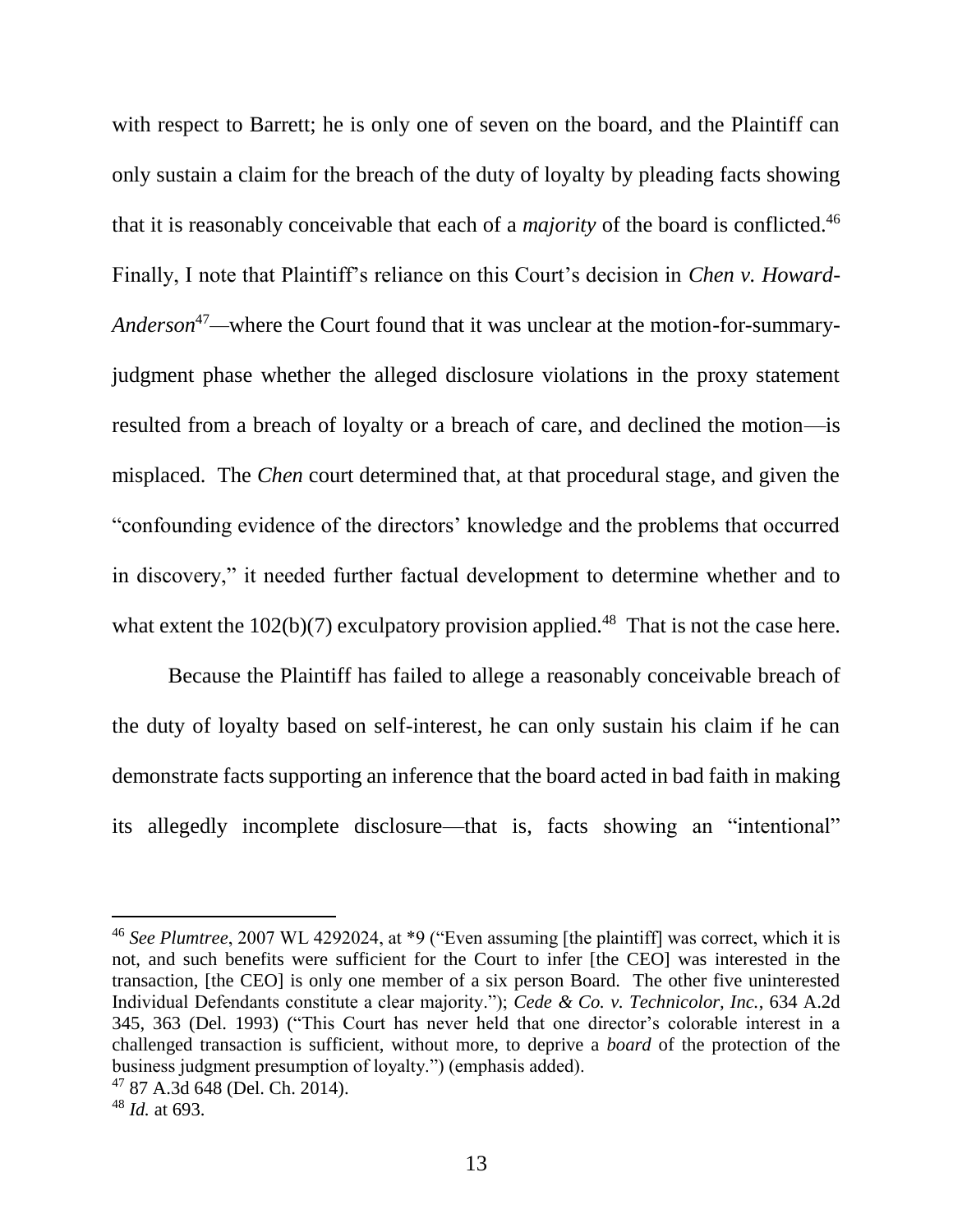with respect to Barrett; he is only one of seven on the board, and the Plaintiff can only sustain a claim for the breach of the duty of loyalty by pleading facts showing that it is reasonably conceivable that each of a *majority* of the board is conflicted.[46] Finally, I note that Plaintiff's reliance on this Court's decision in *Chen v. Howard-Anderson*[47]—where the Court found that it was unclear at the motion-for-summary-judgment phase whether the alleged disclosure violations in the proxy statement resulted from a breach of loyalty or a breach of care, and declined the motion—is misplaced. The *Chen* court determined that, at that procedural stage, and given the "confounding evidence of the directors' knowledge and the problems that occurred in discovery," it needed further factual development to determine whether and to what extent the 102(b)(7) exculpatory provision applied.[48] That is not the case here.

Because the Plaintiff has failed to allege a reasonably conceivable breach of the duty of loyalty based on self-interest, he can only sustain his claim if he can demonstrate facts supporting an inference that the board acted in bad faith in making its allegedly incomplete disclosure—that is, facts showing an "intentional"

---

[46] *See Plumtree*, 2007 WL 4292024, at *9 ("Even assuming [the plaintiff] was correct, which it is not, and such benefits were sufficient for the Court to infer [the CEO] was interested in the transaction, [the CEO] is only one member of a six person Board. The other five uninterested Individual Defendants constitute a clear majority."); *Cede & Co. v. Technicolor, Inc.*, 634 A.2d 345, 363 (Del. 1993) ("This Court has never held that one director's colorable interest in a challenged transaction is sufficient, without more, to deprive a *board* of the protection of the business judgment presumption of loyalty.") (emphasis added).

[47] 87 A.3d 648 (Del. Ch. 2014).

[48] *Id.* at 693.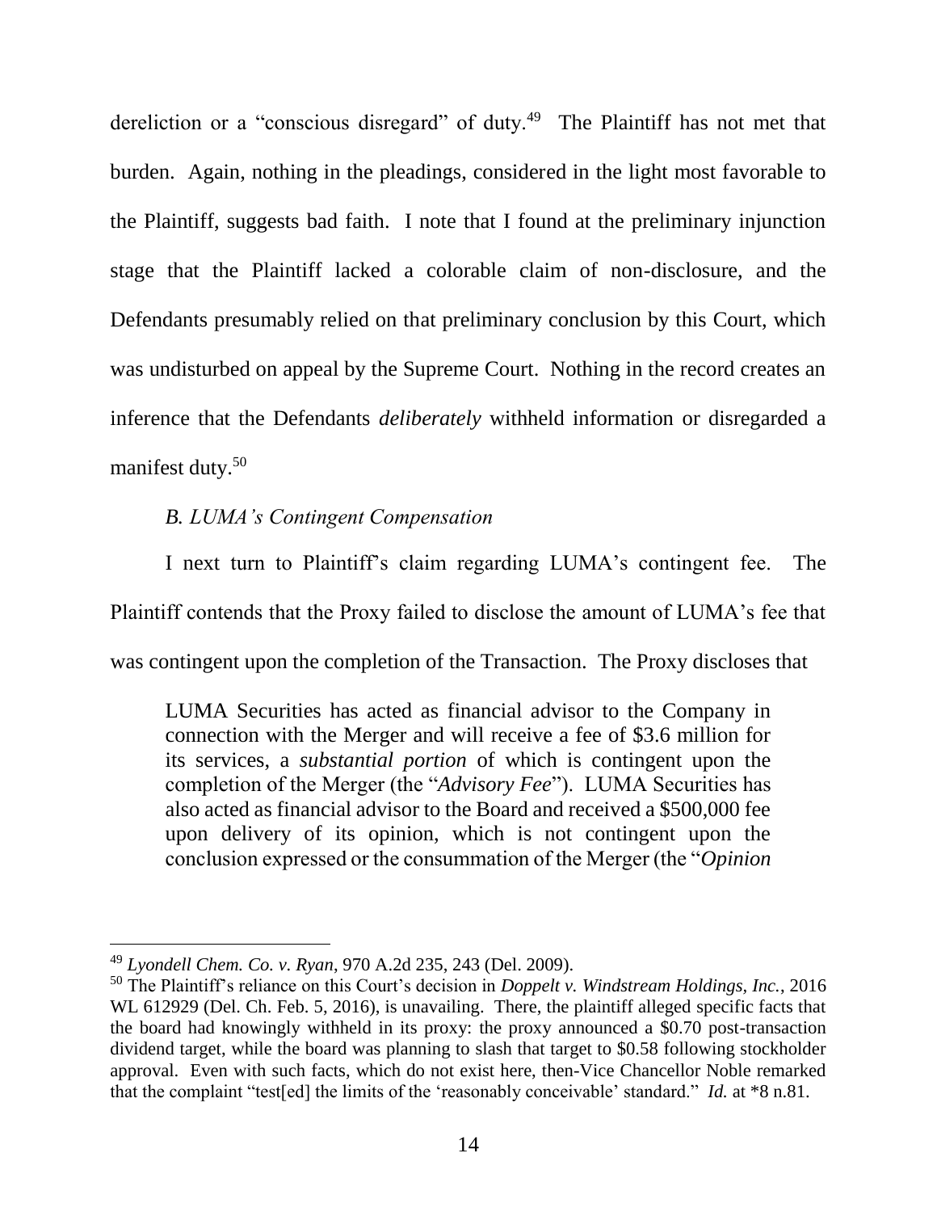dereliction or a "conscious disregard" of duty.[49] The Plaintiff has not met that burden. Again, nothing in the pleadings, considered in the light most favorable to the Plaintiff, suggests bad faith. I note that I found at the preliminary injunction stage that the Plaintiff lacked a colorable claim of non-disclosure, and the Defendants presumably relied on that preliminary conclusion by this Court, which was undisturbed on appeal by the Supreme Court. Nothing in the record creates an inference that the Defendants *deliberately* withheld information or disregarded a manifest duty.[50]

*B. LUMA's Contingent Compensation*

I next turn to Plaintiff's claim regarding LUMA's contingent fee. The Plaintiff contends that the Proxy failed to disclose the amount of LUMA's fee that was contingent upon the completion of the Transaction. The Proxy discloses that

> LUMA Securities has acted as financial advisor to the Company in connection with the Merger and will receive a fee of $3.6 million for its services, a *substantial portion* of which is contingent upon the completion of the Merger (the "*Advisory Fee*"). LUMA Securities has also acted as financial advisor to the Board and received a $500,000 fee upon delivery of its opinion, which is not contingent upon the conclusion expressed or the consummation of the Merger (the "*Opinion*

---

[49] *Lyondell Chem. Co. v. Ryan*, 970 A.2d 235, 243 (Del. 2009).

[50] The Plaintiff's reliance on this Court's decision in *Doppelt v. Windstream Holdings, Inc.*, 2016 WL 612929 (Del. Ch. Feb. 5, 2016), is unavailing. There, the plaintiff alleged specific facts that the board had knowingly withheld in its proxy: the proxy announced a $0.70 post-transaction dividend target, while the board was planning to slash that target to $0.58 following stockholder approval. Even with such facts, which do not exist here, then-Vice Chancellor Noble remarked that the complaint "test[ed] the limits of the 'reasonably conceivable' standard." *Id.* at *8 n.81.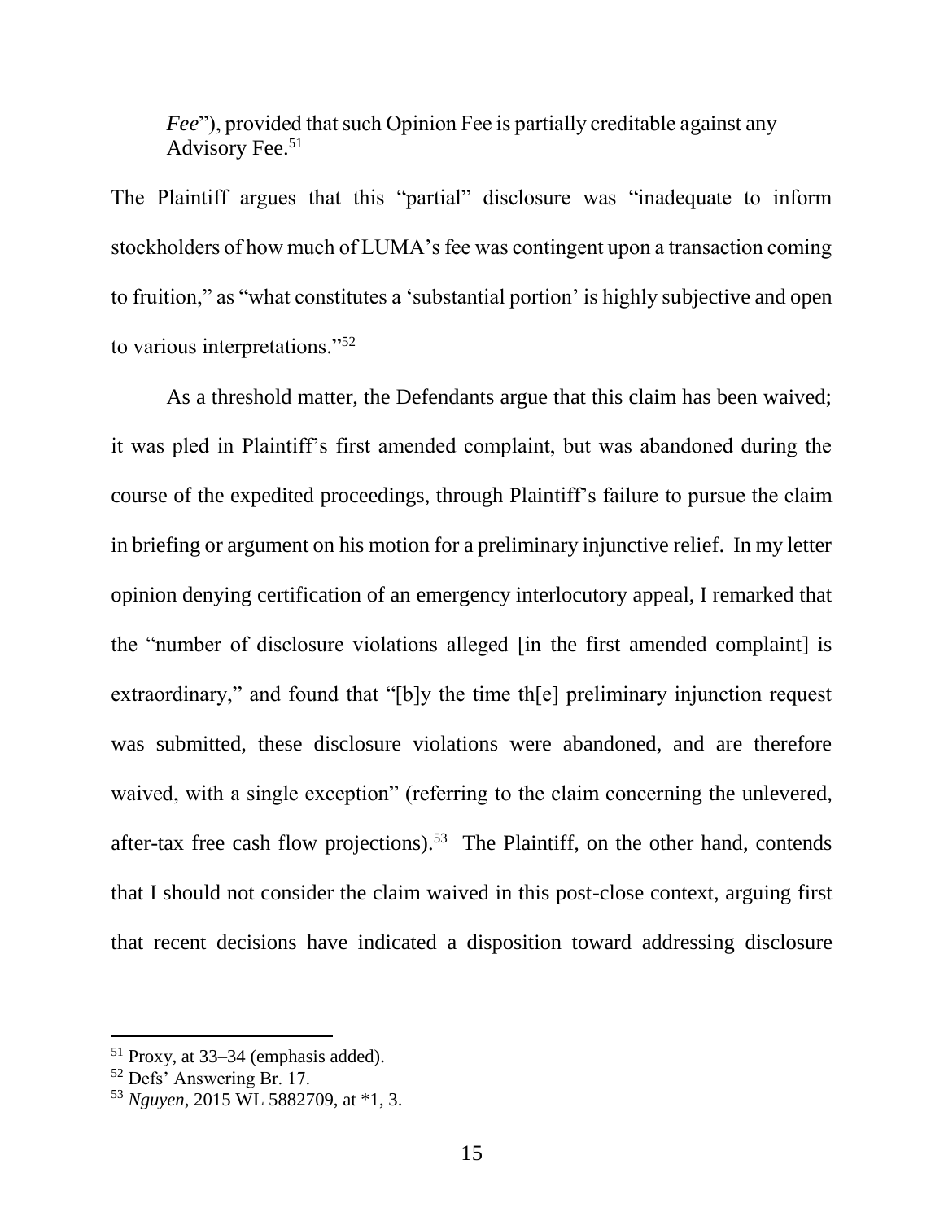*Fee*"), provided that such Opinion Fee is partially creditable against any Advisory Fee.[51]

The Plaintiff argues that this "partial" disclosure was "inadequate to inform stockholders of how much of LUMA's fee was contingent upon a transaction coming to fruition," as "what constitutes a 'substantial portion' is highly subjective and open to various interpretations."[52]

As a threshold matter, the Defendants argue that this claim has been waived; it was pled in Plaintiff's first amended complaint, but was abandoned during the course of the expedited proceedings, through Plaintiff's failure to pursue the claim in briefing or argument on his motion for a preliminary injunctive relief. In my letter opinion denying certification of an emergency interlocutory appeal, I remarked that the "number of disclosure violations alleged [in the first amended complaint] is extraordinary," and found that "[b]y the time th[e] preliminary injunction request was submitted, these disclosure violations were abandoned, and are therefore waived, with a single exception" (referring to the claim concerning the unlevered, after-tax free cash flow projections).[53] The Plaintiff, on the other hand, contends that I should not consider the claim waived in this post-close context, arguing first that recent decisions have indicated a disposition toward addressing disclosure

---

[51] Proxy, at 33–34 (emphasis added).

[52] Defs' Answering Br. 17.

[53] *Nguyen*, 2015 WL 5882709, at *1, 3.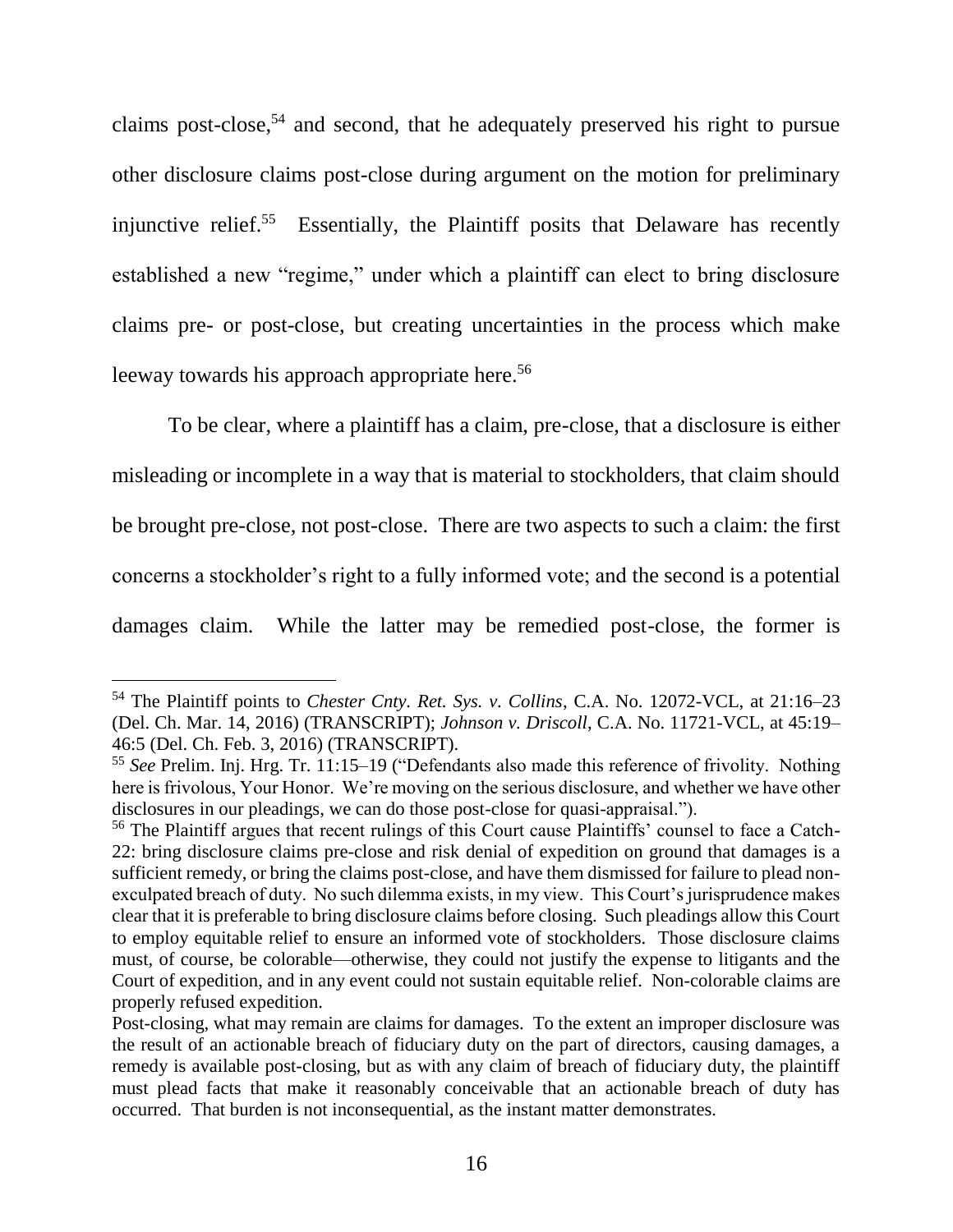claims post-close,[54] and second, that he adequately preserved his right to pursue other disclosure claims post-close during argument on the motion for preliminary injunctive relief.[55] Essentially, the Plaintiff posits that Delaware has recently established a new "regime," under which a plaintiff can elect to bring disclosure claims pre- or post-close, but creating uncertainties in the process which make leeway towards his approach appropriate here.[56]

To be clear, where a plaintiff has a claim, pre-close, that a disclosure is either misleading or incomplete in a way that is material to stockholders, that claim should be brought pre-close, not post-close. There are two aspects to such a claim: the first concerns a stockholder's right to a fully informed vote; and the second is a potential damages claim. While the latter may be remedied post-close, the former is

---

[54] The Plaintiff points to *Chester Cnty. Ret. Sys. v. Collins*, C.A. No. 12072-VCL, at 21:16–23 (Del. Ch. Mar. 14, 2016) (TRANSCRIPT); *Johnson v. Driscoll*, C.A. No. 11721-VCL, at 45:19–46:5 (Del. Ch. Feb. 3, 2016) (TRANSCRIPT).

[55] *See* Prelim. Inj. Hrg. Tr. 11:15–19 ("Defendants also made this reference of frivolity. Nothing here is frivolous, Your Honor. We're moving on the serious disclosure, and whether we have other disclosures in our pleadings, we can do those post-close for quasi-appraisal.").

[56] The Plaintiff argues that recent rulings of this Court cause Plaintiffs' counsel to face a Catch-22: bring disclosure claims pre-close and risk denial of expedition on ground that damages is a sufficient remedy, or bring the claims post-close, and have them dismissed for failure to plead non-exculpated breach of duty. No such dilemma exists, in my view. This Court's jurisprudence makes clear that it is preferable to bring disclosure claims before closing. Such pleadings allow this Court to employ equitable relief to ensure an informed vote of stockholders. Those disclosure claims must, of course, be colorable—otherwise, they could not justify the expense to litigants and the Court of expedition, and in any event could not sustain equitable relief. Non-colorable claims are properly refused expedition.

Post-closing, what may remain are claims for damages. To the extent an improper disclosure was the result of an actionable breach of fiduciary duty on the part of directors, causing damages, a remedy is available post-closing, but as with any claim of breach of fiduciary duty, the plaintiff must plead facts that make it reasonably conceivable that an actionable breach of duty has occurred. That burden is not inconsequential, as the instant matter demonstrates.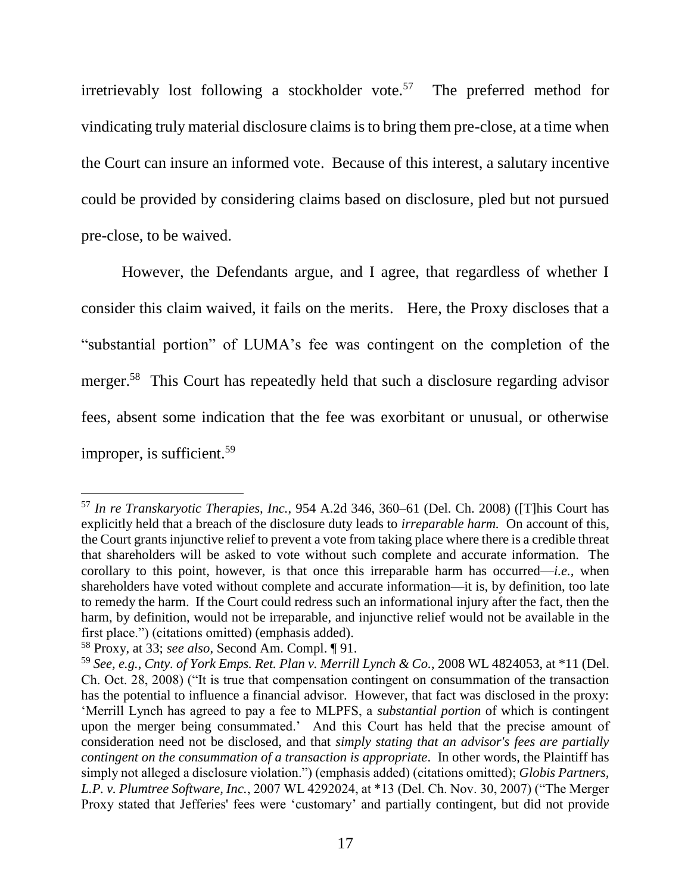irretrievably lost following a stockholder vote.[57] The preferred method for vindicating truly material disclosure claims is to bring them pre-close, at a time when the Court can insure an informed vote. Because of this interest, a salutary incentive could be provided by considering claims based on disclosure, pled but not pursued pre-close, to be waived.

However, the Defendants argue, and I agree, that regardless of whether I consider this claim waived, it fails on the merits. Here, the Proxy discloses that a "substantial portion" of LUMA's fee was contingent on the completion of the merger.[58] This Court has repeatedly held that such a disclosure regarding advisor fees, absent some indication that the fee was exorbitant or unusual, or otherwise improper, is sufficient.[59]

---

[57] *In re Transkaryotic Therapies, Inc.*, 954 A.2d 346, 360–61 (Del. Ch. 2008) ([T]his Court has explicitly held that a breach of the disclosure duty leads to *irreparable harm.* On account of this, the Court grants injunctive relief to prevent a vote from taking place where there is a credible threat that shareholders will be asked to vote without such complete and accurate information. The corollary to this point, however, is that once this irreparable harm has occurred—*i.e.,* when shareholders have voted without complete and accurate information—it is, by definition, too late to remedy the harm. If the Court could redress such an informational injury after the fact, then the harm, by definition, would not be irreparable, and injunctive relief would not be available in the first place.") (citations omitted) (emphasis added).

[58] Proxy, at 33; *see also*, Second Am. Compl. ¶ 91.

[59] *See, e.g.*, *Cnty. of York Emps. Ret. Plan v. Merrill Lynch & Co.*, 2008 WL 4824053, at *11 (Del. Ch. Oct. 28, 2008) ("It is true that compensation contingent on consummation of the transaction has the potential to influence a financial advisor. However, that fact was disclosed in the proxy: 'Merrill Lynch has agreed to pay a fee to MLPFS, a *substantial portion* of which is contingent upon the merger being consummated.' And this Court has held that the precise amount of consideration need not be disclosed, and that *simply stating that an advisor's fees are partially contingent on the consummation of a transaction is appropriate*. In other words, the Plaintiff has simply not alleged a disclosure violation.") (emphasis added) (citations omitted); *Globis Partners, L.P. v. Plumtree Software, Inc.*, 2007 WL 4292024, at *13 (Del. Ch. Nov. 30, 2007) ("The Merger Proxy stated that Jefferies' fees were 'customary' and partially contingent, but did not provide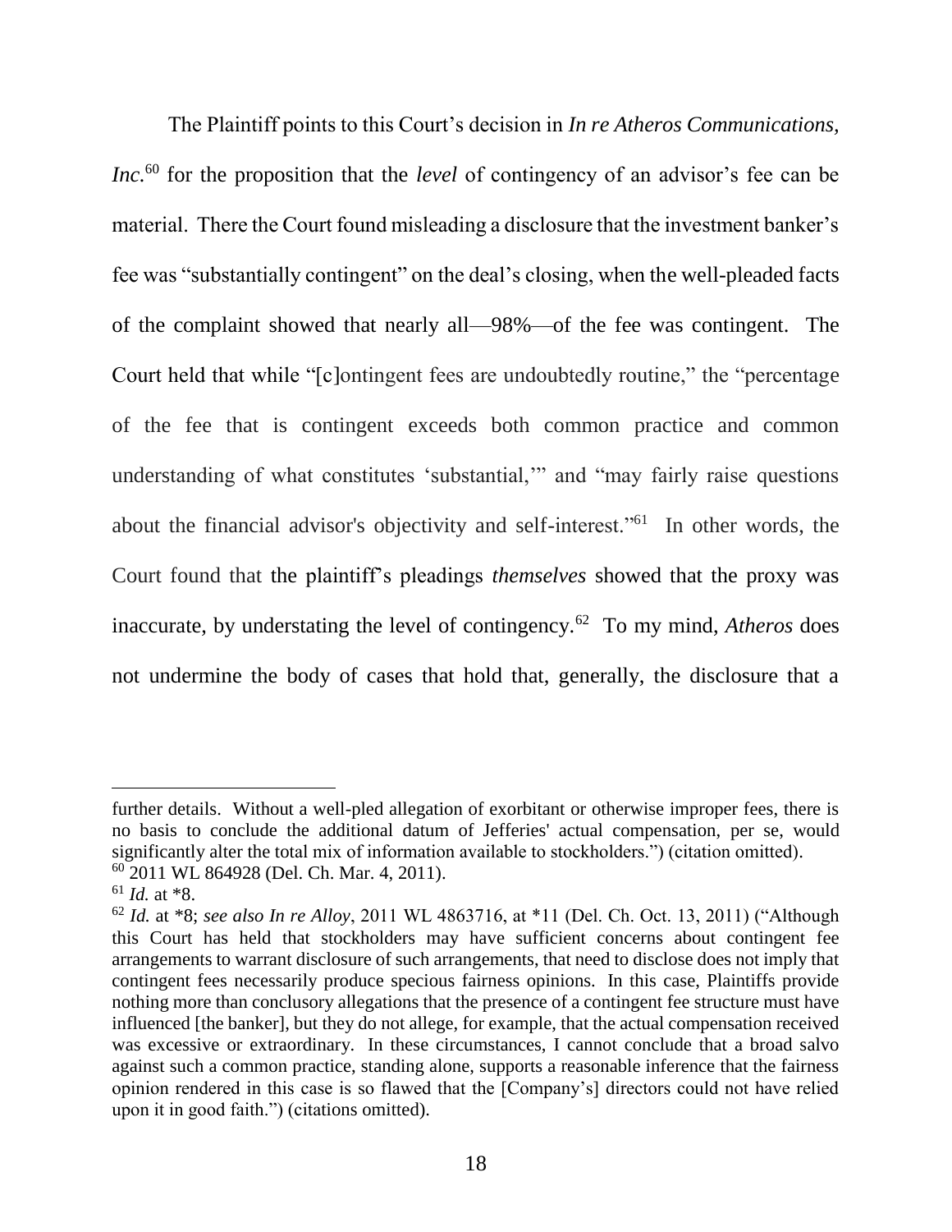The Plaintiff points to this Court's decision in *In re Atheros Communications, Inc.*[60] for the proposition that the *level* of contingency of an advisor's fee can be material. There the Court found misleading a disclosure that the investment banker's fee was "substantially contingent" on the deal's closing, when the well-pleaded facts of the complaint showed that nearly all—98%—of the fee was contingent. The Court held that while "[c]ontingent fees are undoubtedly routine," the "percentage of the fee that is contingent exceeds both common practice and common understanding of what constitutes 'substantial,'" and "may fairly raise questions about the financial advisor's objectivity and self-interest."[61] In other words, the Court found that the plaintiff's pleadings *themselves* showed that the proxy was inaccurate, by understating the level of contingency.[62] To my mind, *Atheros* does not undermine the body of cases that hold that, generally, the disclosure that a

---

further details. Without a well-pled allegation of exorbitant or otherwise improper fees, there is no basis to conclude the additional datum of Jefferies' actual compensation, per se, would significantly alter the total mix of information available to stockholders.") (citation omitted).

[60] 2011 WL 864928 (Del. Ch. Mar. 4, 2011).

[61] *Id.* at *8.

[62] *Id.* at *8; *see also In re Alloy*, 2011 WL 4863716, at *11 (Del. Ch. Oct. 13, 2011) ("Although this Court has held that stockholders may have sufficient concerns about contingent fee arrangements to warrant disclosure of such arrangements, that need to disclose does not imply that contingent fees necessarily produce specious fairness opinions. In this case, Plaintiffs provide nothing more than conclusory allegations that the presence of a contingent fee structure must have influenced [the banker], but they do not allege, for example, that the actual compensation received was excessive or extraordinary. In these circumstances, I cannot conclude that a broad salvo against such a common practice, standing alone, supports a reasonable inference that the fairness opinion rendered in this case is so flawed that the [Company's] directors could not have relied upon it in good faith.") (citations omitted).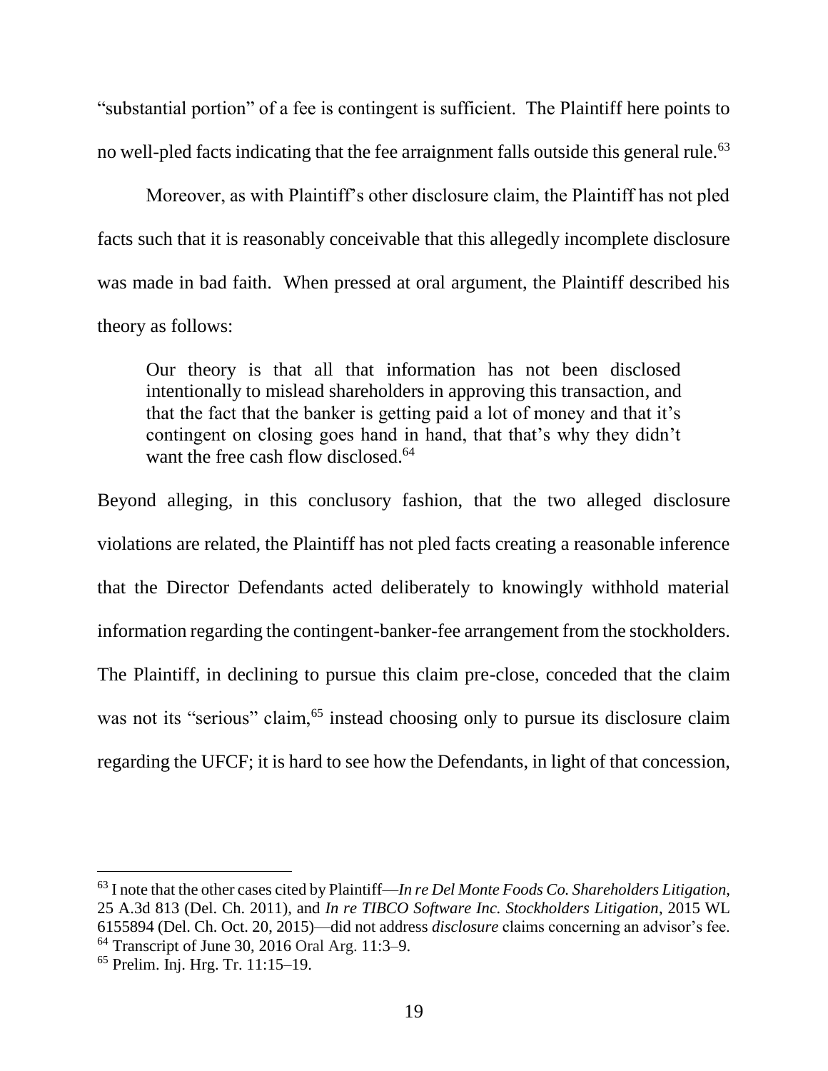"substantial portion" of a fee is contingent is sufficient. The Plaintiff here points to no well-pled facts indicating that the fee arraignment falls outside this general rule.[63]

Moreover, as with Plaintiff's other disclosure claim, the Plaintiff has not pled facts such that it is reasonably conceivable that this allegedly incomplete disclosure was made in bad faith. When pressed at oral argument, the Plaintiff described his theory as follows:

> Our theory is that all that information has not been disclosed intentionally to mislead shareholders in approving this transaction, and that the fact that the banker is getting paid a lot of money and that it's contingent on closing goes hand in hand, that that's why they didn't want the free cash flow disclosed.[64]

Beyond alleging, in this conclusory fashion, that the two alleged disclosure violations are related, the Plaintiff has not pled facts creating a reasonable inference that the Director Defendants acted deliberately to knowingly withhold material information regarding the contingent-banker-fee arrangement from the stockholders. The Plaintiff, in declining to pursue this claim pre-close, conceded that the claim was not its "serious" claim,[65] instead choosing only to pursue its disclosure claim regarding the UFCF; it is hard to see how the Defendants, in light of that concession,

---

[63] I note that the other cases cited by Plaintiff—*In re Del Monte Foods Co. Shareholders Litigation*, 25 A.3d 813 (Del. Ch. 2011), and *In re TIBCO Software Inc. Stockholders Litigation*, 2015 WL 6155894 (Del. Ch. Oct. 20, 2015)—did not address *disclosure* claims concerning an advisor's fee.

[64] Transcript of June 30, 2016 Oral Arg. 11:3–9.

[65] Prelim. Inj. Hrg. Tr. 11:15–19.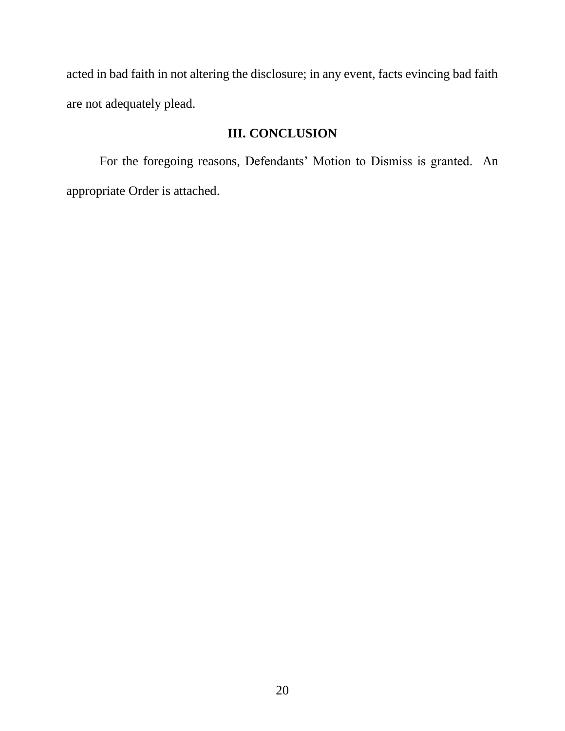acted in bad faith in not altering the disclosure; in any event, facts evincing bad faith are not adequately plead.

## III. CONCLUSION

For the foregoing reasons, Defendants' Motion to Dismiss is granted. An appropriate Order is attached.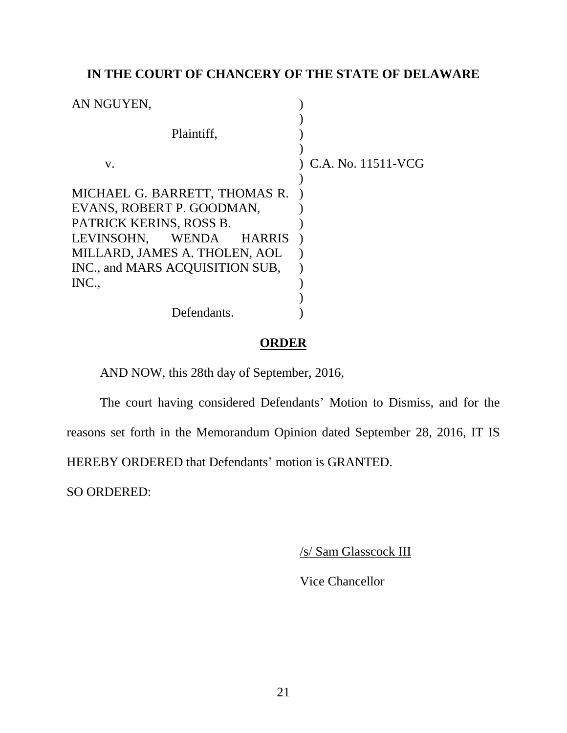**IN THE COURT OF CHANCERY OF THE STATE OF DELAWARE**

| | | |
|---|---|---|
| AN NGUYEN,<br><br>Plaintiff,<br><br>v.<br><br>MICHAEL G. BARRETT, THOMAS R. EVANS, ROBERT P. GOODMAN, PATRICK KERINS, ROSS B. LEVINSOHN, WENDA HARRIS MILLARD, JAMES A. THOLEN, AOL INC., and MARS ACQUISITION SUB, INC.,<br><br>Defendants. | ) | C.A. No. 11511-VCG |

**ORDER**

AND NOW, this 28th day of September, 2016,

The court having considered Defendants' Motion to Dismiss, and for the reasons set forth in the Memorandum Opinion dated September 28, 2016, IT IS HEREBY ORDERED that Defendants' motion is GRANTED.

SO ORDERED:

/s/ Sam Glasscock III

Vice Chancellor